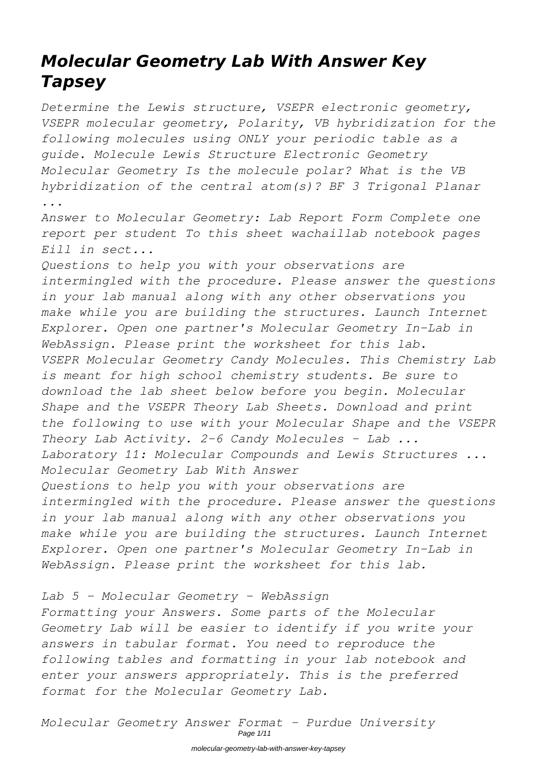# Molecular Geometry Lab With Answer Key Tapsey

*Determine the Lewis structure, VSEPR electronic geometry, VSEPR molecular geometry, Polarity, VB hybridization for the following molecules using ONLY your periodic table as a guide. Molecule Lewis Structure Electronic Geometry Molecular Geometry Is the molecule polar? What is the VB hybridization of the central atom(s)? BF 3 Trigonal Planar ...*

*Answer to Molecular Geometry: Lab Report Form Complete one report per student To this sheet wachaillab notebook pages Eill in sect...*

*Questions to help you with your observations are intermingled with the procedure. Please answer the questions in your lab manual along with any other observations you make while you are building the structures. Launch Internet Explorer. Open one partner's Molecular Geometry In-Lab in WebAssign. Please print the worksheet for this lab.*

*VSEPR Molecular Geometry Candy Molecules. This Chemistry Lab is meant for high school chemistry students. Be sure to download the lab sheet below before you begin. Molecular Shape and the VSEPR Theory Lab Sheets. Download and print the following to use with your Molecular Shape and the VSEPR Theory Lab Activity. 2-6 Candy Molecules - Lab ...*

*Laboratory 11: Molecular Compounds and Lewis Structures ...*

*Molecular Geometry Lab With Answer*

*Questions to help you with your observations are intermingled with the procedure. Please answer the questions in your lab manual along with any other observations you make while you are building the structures. Launch Internet Explorer. Open one partner's Molecular Geometry In-Lab in WebAssign. Please print the worksheet for this lab.*

*Lab 5 - Molecular Geometry - WebAssign*

*Formatting your Answers. Some parts of the Molecular Geometry Lab will be easier to identify if you write your answers in tabular format. You need to reproduce the following tables and formatting in your lab notebook and enter your answers appropriately. This is the preferred format for the Molecular Geometry Lab.*

*Molecular Geometry Answer Format - Purdue University*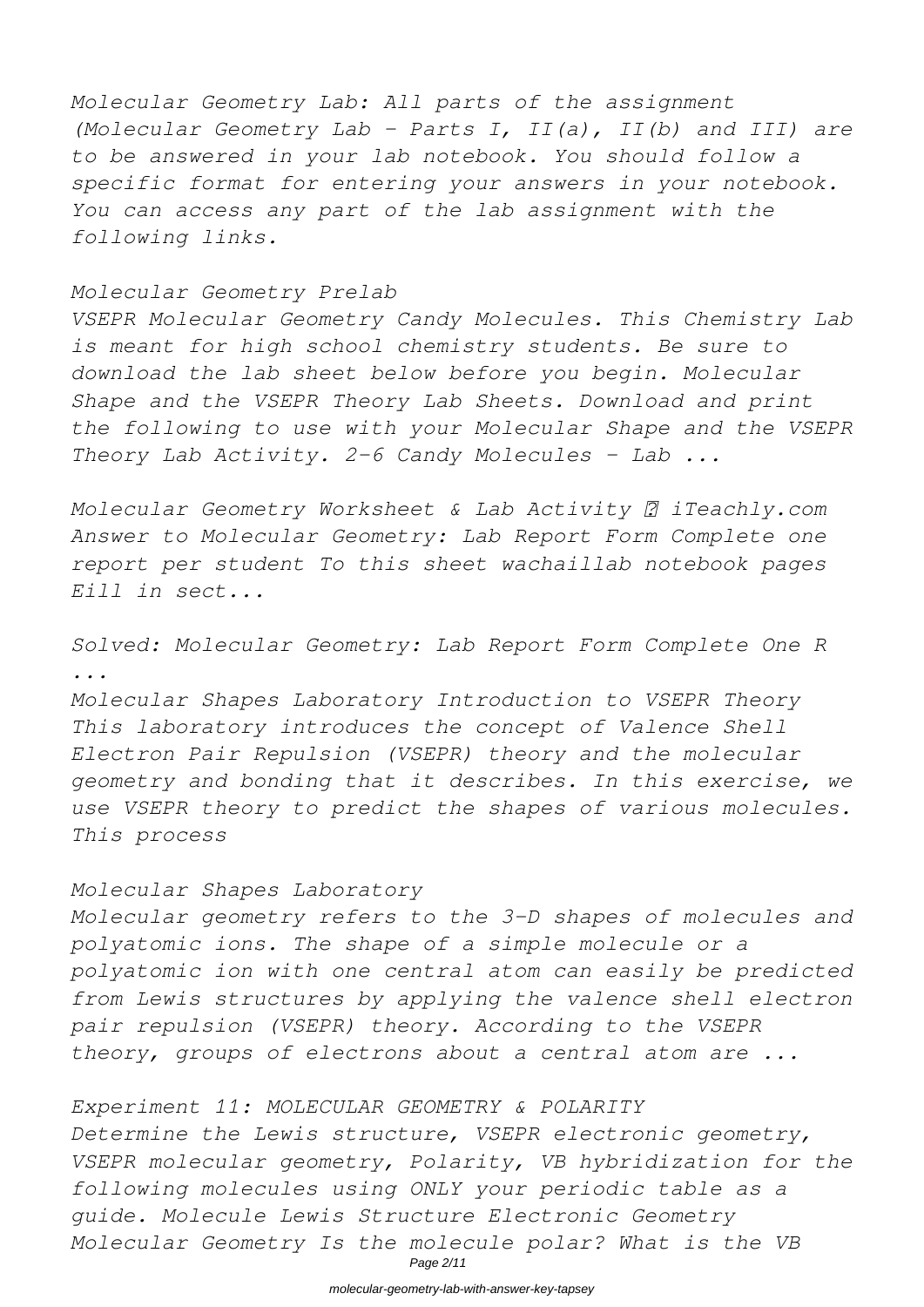*Molecular Geometry Lab: All parts of the assignment (Molecular Geometry Lab - Parts I, II(a), II(b) and III) are to be answered in your lab notebook. You should follow a specific format for entering your answers in your notebook. You can access any part of the lab assignment with the following links.*

*Molecular Geometry Prelab*

*VSEPR Molecular Geometry Candy Molecules. This Chemistry Lab is meant for high school chemistry students. Be sure to download the lab sheet below before you begin. Molecular Shape and the VSEPR Theory Lab Sheets. Download and print the following to use with your Molecular Shape and the VSEPR Theory Lab Activity. 2-6 Candy Molecules - Lab ...*

*Molecular Geometry Worksheet & Lab Activity ? iTeachly.com*

*Answer to Molecular Geometry: Lab Report Form Complete one report per student To this sheet wachaillab notebook pages Eill in sect...*

*Solved: Molecular Geometry: Lab Report Form Complete One R ...*

*Molecular Shapes Laboratory Introduction to VSEPR Theory This laboratory introduces the concept of Valence Shell Electron Pair Repulsion (VSEPR) theory and the molecular geometry and bonding that it describes. In this exercise, we use VSEPR theory to predict the shapes of various molecules. This process*

*Molecular Shapes Laboratory*

*Molecular geometry refers to the 3-D shapes of molecules and polyatomic ions. The shape of a simple molecule or a polyatomic ion with one central atom can easily be predicted from Lewis structures by applying the valence shell electron pair repulsion (VSEPR) theory. According to the VSEPR theory, groups of electrons about a central atom are ...*

*Experiment 11: MOLECULAR GEOMETRY & POLARITY*

*Determine the Lewis structure, VSEPR electronic geometry, VSEPR molecular geometry, Polarity, VB hybridization for the following molecules using ONLY your periodic table as a guide. Molecule Lewis Structure Electronic Geometry Molecular Geometry Is the molecule polar? What is the VB*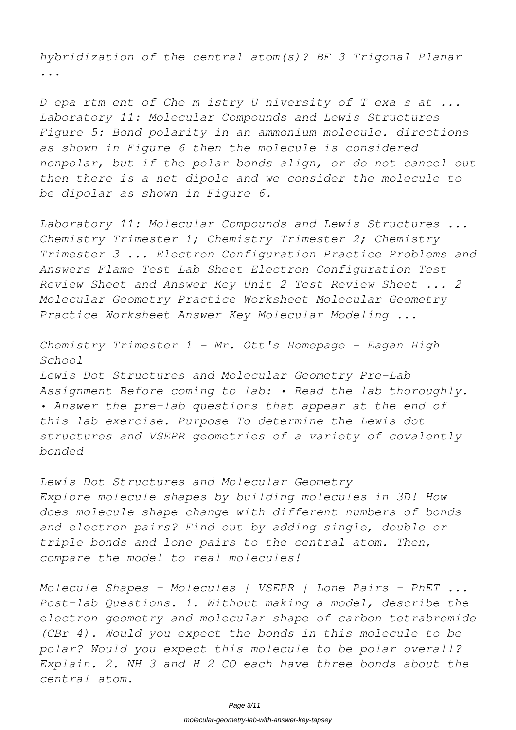*hybridization of the central atom(s)? $BF_3$ Trigonal Planar ...*

*D epa rtm ent of Che m istry U niversity of T exa s at ... Laboratory 11: Molecular Compounds and Lewis Structures Figure 5: Bond polarity in an ammonium molecule. directions as shown in Figure 6 then the molecule is considered nonpolar, but if the polar bonds align, or do not cancel out then there is a net dipole and we consider the molecule to be dipolar as shown in Figure 6.*

*Laboratory 11: Molecular Compounds and Lewis Structures ...* *Chemistry Trimester 1; Chemistry Trimester 2; Chemistry Trimester 3 ... Electron Configuration Practice Problems and Answers Flame Test Lab Sheet Electron Configuration Test Review Sheet and Answer Key Unit 2 Test Review Sheet ... 2 Molecular Geometry Practice Worksheet Molecular Geometry Practice Worksheet Answer Key Molecular Modeling ...*

*Chemistry Trimester 1 - Mr. Ott's Homepage - Eagan High School*
*Lewis Dot Structures and Molecular Geometry Pre-Lab Assignment Before coming to lab: • Read the lab thoroughly. • Answer the pre-lab questions that appear at the end of this lab exercise. Purpose To determine the Lewis dot structures and VSEPR geometries of a variety of covalently bonded*

*Lewis Dot Structures and Molecular Geometry*
*Explore molecule shapes by building molecules in 3D! How does molecule shape change with different numbers of bonds and electron pairs? Find out by adding single, double or triple bonds and lone pairs to the central atom. Then, compare the model to real molecules!*

*Molecule Shapes - Molecules | VSEPR | Lone Pairs - PhET ...* *Post-lab Questions. 1. Without making a model, describe the electron geometry and molecular shape of carbon tetrabromide ($CBr_4$). Would you expect the bonds in this molecule to be polar? Would you expect this molecule to be polar overall? Explain. 2. $NH_3$ and $H_2CO$ each have three bonds about the central atom.*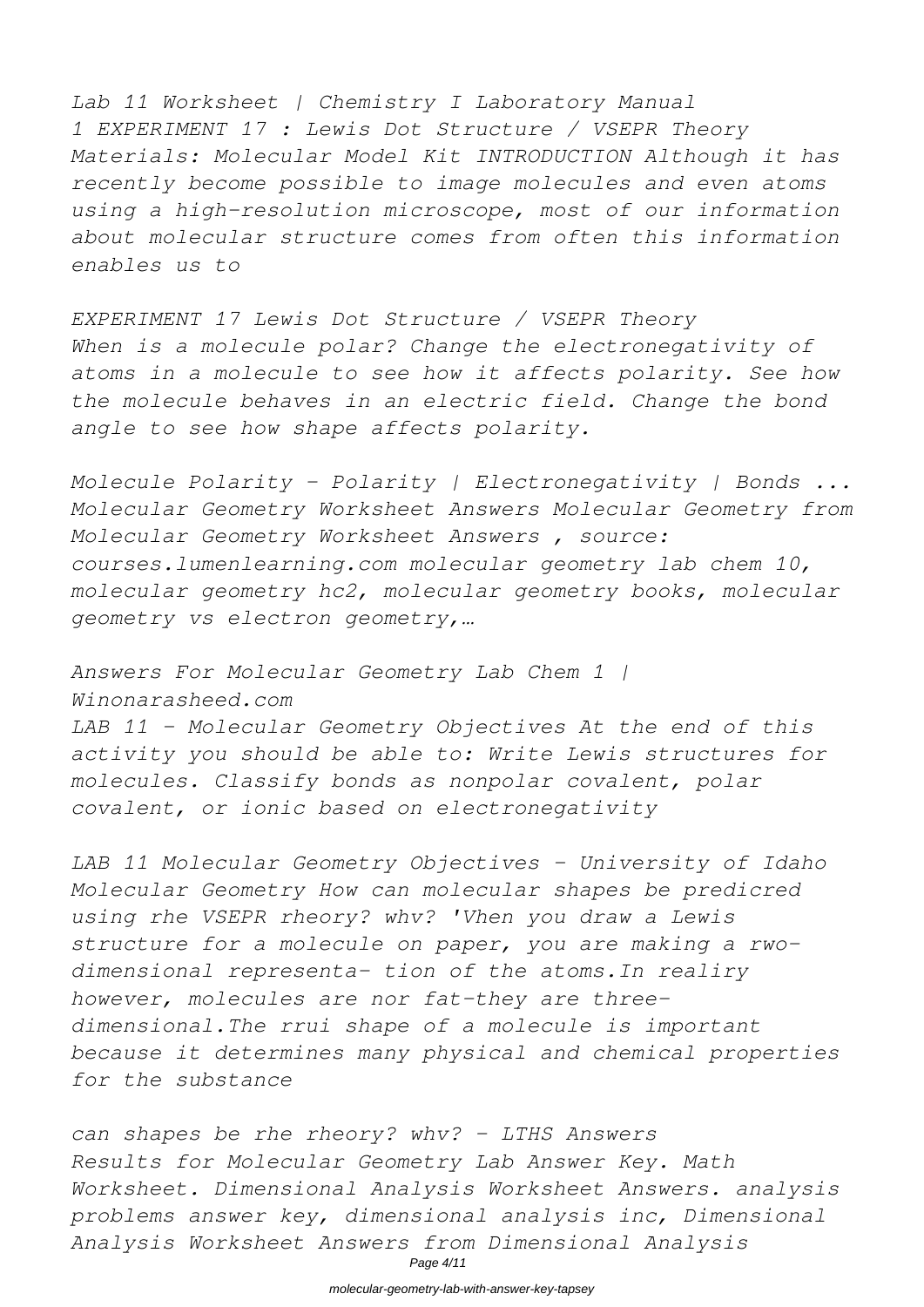*Lab 11 Worksheet | Chemistry I Laboratory Manual*
*1 EXPERIMENT 17 : Lewis Dot Structure / VSEPR Theory Materials: Molecular Model Kit INTRODUCTION Although it has recently become possible to image molecules and even atoms using a high-resolution microscope, most of our information about molecular structure comes from often this information enables us to*

*EXPERIMENT 17 Lewis Dot Structure / VSEPR Theory*
*When is a molecule polar? Change the electronegativity of atoms in a molecule to see how it affects polarity. See how the molecule behaves in an electric field. Change the bond angle to see how shape affects polarity.*

*Molecule Polarity - Polarity | Electronegativity | Bonds ...*
*Molecular Geometry Worksheet Answers Molecular Geometry from Molecular Geometry Worksheet Answers , source: courses.lumenlearning.com molecular geometry lab chem 10, molecular geometry hc2, molecular geometry books, molecular geometry vs electron geometry,…*

*Answers For Molecular Geometry Lab Chem 1 | Winonarasheed.com*
*LAB 11 – Molecular Geometry Objectives At the end of this activity you should be able to: Write Lewis structures for molecules. Classify bonds as nonpolar covalent, polar covalent, or ionic based on electronegativity*

*LAB 11 Molecular Geometry Objectives - University of Idaho*
*Molecular Geometry How can molecular shapes be predicred using rhe VSEPR rheory? whv? 'Vhen you draw a Lewis structure for a molecule on paper, you are making a rwo-dimensional representa- tion of the atoms.In realiry however, molecules are nor fat-they are three-dimensional.The rrui shape of a molecule is important because it determines many physical and chemical properties for the substance*

*can shapes be rhe rheory? whv? - LTHS Answers*
*Results for Molecular Geometry Lab Answer Key. Math Worksheet. Dimensional Analysis Worksheet Answers. analysis problems answer key, dimensional analysis inc, Dimensional Analysis Worksheet Answers from Dimensional Analysis*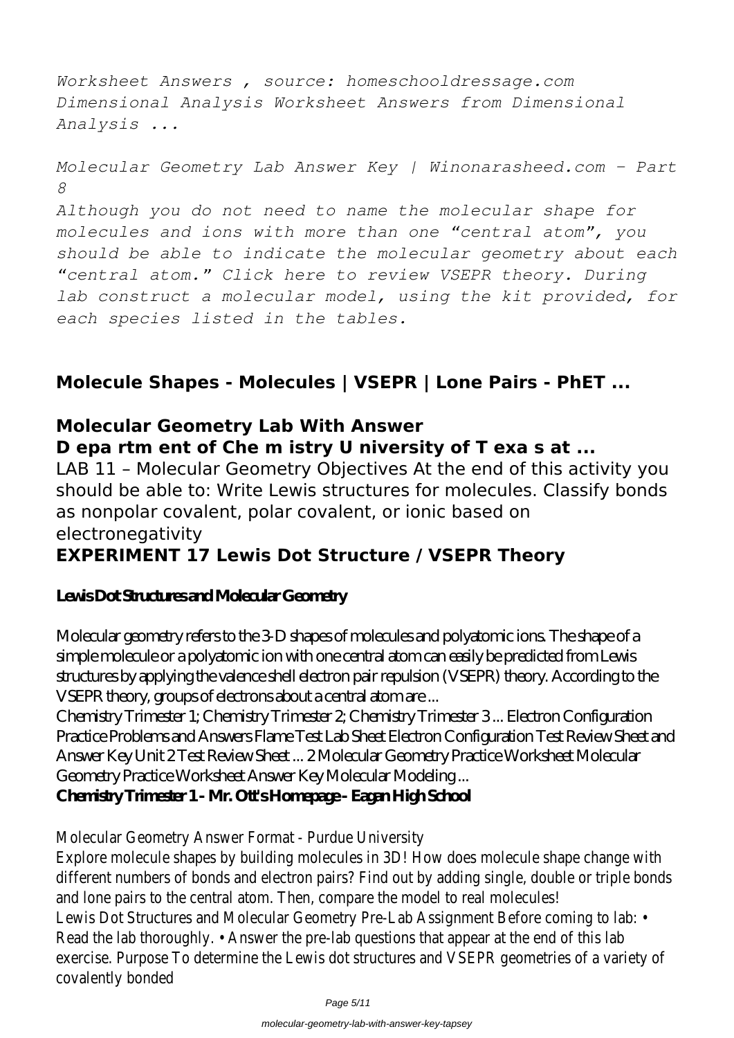*Worksheet Answers , source: homeschooldressage.com Dimensional Analysis Worksheet Answers from Dimensional Analysis ...*

*Molecular Geometry Lab Answer Key | Winonarasheed.com - Part 8*

*Although you do not need to name the molecular shape for molecules and ions with more than one “central atom”, you should be able to indicate the molecular geometry about each “central atom.” Click here to review VSEPR theory. During lab construct a molecular model, using the kit provided, for each species listed in the tables.*

## Molecule Shapes - Molecules | VSEPR | Lone Pairs - PhET ...

## Molecular Geometry Lab With Answer

## D epa rtm ent of Che m istry U niversity of T exa s at ...

LAB 11 – Molecular Geometry Objectives At the end of this activity you should be able to: Write Lewis structures for molecules. Classify bonds as nonpolar covalent, polar covalent, or ionic based on electronegativity

## EXPERIMENT 17 Lewis Dot Structure / VSEPR Theory

### Lewis Dot Structures and Molecular Geometry

Molecular geometry refers to the 3-D shapes of molecules and polyatomic ions. The shape of a simple molecule or a polyatomic ion with one central atom can easily be predicted from Lewis structures by applying the valence shell electron pair repulsion (VSEPR) theory. According to the VSEPR theory, groups of electrons about a central atom are ...

Chemistry Trimester 1; Chemistry Trimester 2; Chemistry Trimester 3 ... Electron Configuration Practice Problems and Answers Flame Test Lab Sheet Electron Configuration Test Review Sheet and Answer Key Unit 2 Test Review Sheet ... 2 Molecular Geometry Practice Worksheet Molecular Geometry Practice Worksheet Answer Key Molecular Modeling ...

**Chemistry Trimester 1 - Mr. Ott's Homepage - Eagan High School**

Molecular Geometry Answer Format - Purdue University

Explore molecule shapes by building molecules in 3D! How does molecule shape change with different numbers of bonds and electron pairs? Find out by adding single, double or triple bonds and lone pairs to the central atom. Then, compare the model to real molecules!

Lewis Dot Structures and Molecular Geometry Pre-Lab Assignment Before coming to lab: • Read the lab thoroughly. • Answer the pre-lab questions that appear at the end of this lab exercise. Purpose To determine the Lewis dot structures and VSEPR geometries of a variety of covalently bonded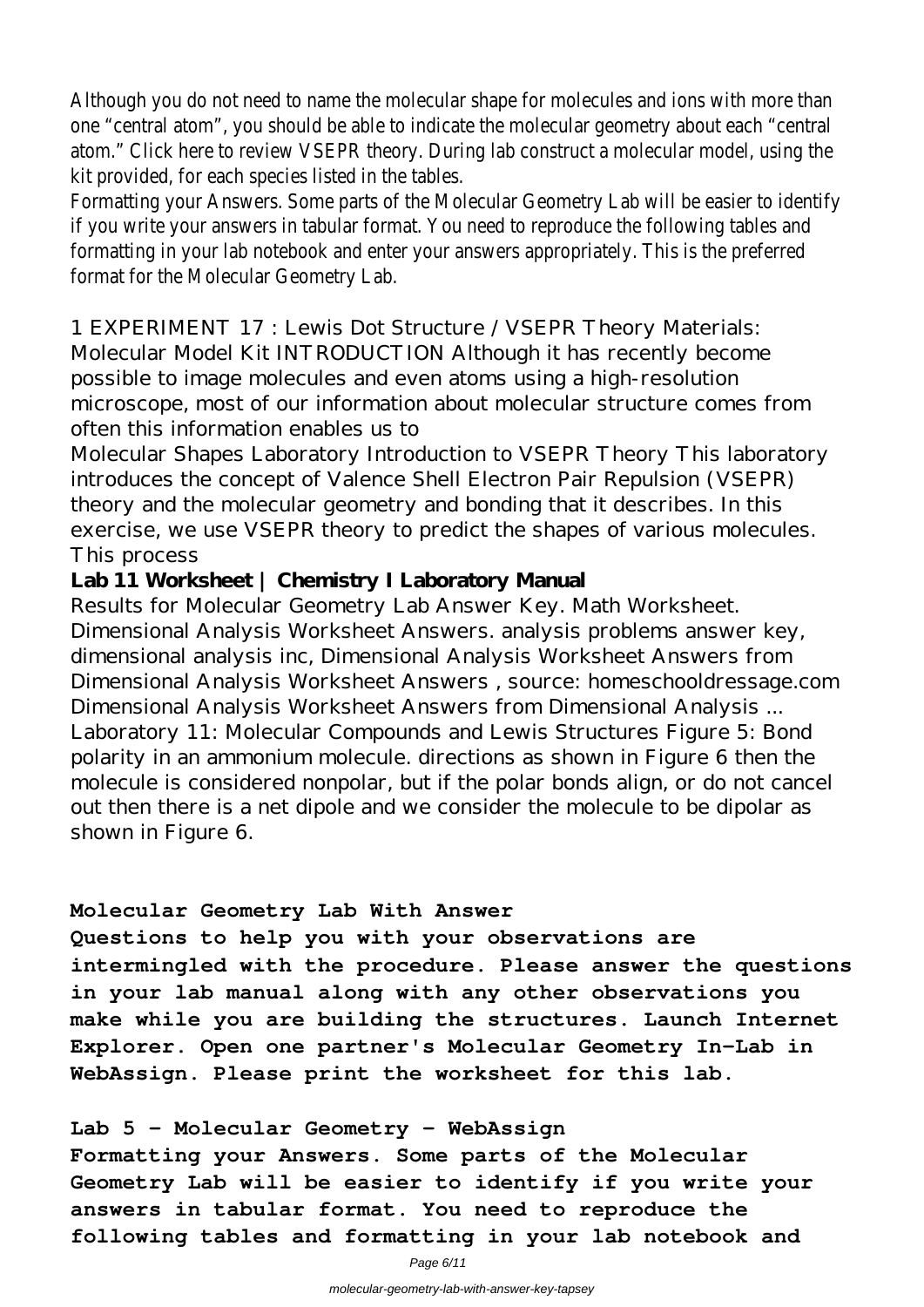Although you do not need to name the molecular shape for molecules and ions with more than one "central atom", you should be able to indicate the molecular geometry about each "central atom." Click here to review VSEPR theory. During lab construct a molecular model, using the kit provided, for each species listed in the tables.

Formatting your Answers. Some parts of the Molecular Geometry Lab will be easier to identify if you write your answers in tabular format. You need to reproduce the following tables and formatting in your lab notebook and enter your answers appropriately. This is the preferred format for the Molecular Geometry Lab.

1 EXPERIMENT 17 : Lewis Dot Structure / VSEPR Theory Materials: Molecular Model Kit INTRODUCTION Although it has recently become possible to image molecules and even atoms using a high-resolution microscope, most of our information about molecular structure comes from often this information enables us to

Molecular Shapes Laboratory Introduction to VSEPR Theory This laboratory introduces the concept of Valence Shell Electron Pair Repulsion (VSEPR) theory and the molecular geometry and bonding that it describes. In this exercise, we use VSEPR theory to predict the shapes of various molecules. This process

**Lab 11 Worksheet | Chemistry I Laboratory Manual**

Results for Molecular Geometry Lab Answer Key. Math Worksheet. Dimensional Analysis Worksheet Answers. analysis problems answer key, dimensional analysis inc, Dimensional Analysis Worksheet Answers from Dimensional Analysis Worksheet Answers , source: homeschooldressage.com Dimensional Analysis Worksheet Answers from Dimensional Analysis ...

Laboratory 11: Molecular Compounds and Lewis Structures Figure 5: Bond polarity in an ammonium molecule. directions as shown in Figure 6 then the molecule is considered nonpolar, but if the polar bonds align, or do not cancel out then there is a net dipole and we consider the molecule to be dipolar as shown in Figure 6.

**Molecular Geometry Lab With Answer**

**Questions to help you with your observations are intermingled with the procedure. Please answer the questions in your lab manual along with any other observations you make while you are building the structures. Launch Internet Explorer. Open one partner's Molecular Geometry In-Lab in WebAssign. Please print the worksheet for this lab.**

**Lab 5 - Molecular Geometry - WebAssign**

**Formatting your Answers. Some parts of the Molecular Geometry Lab will be easier to identify if you write your answers in tabular format. You need to reproduce the following tables and formatting in your lab notebook and**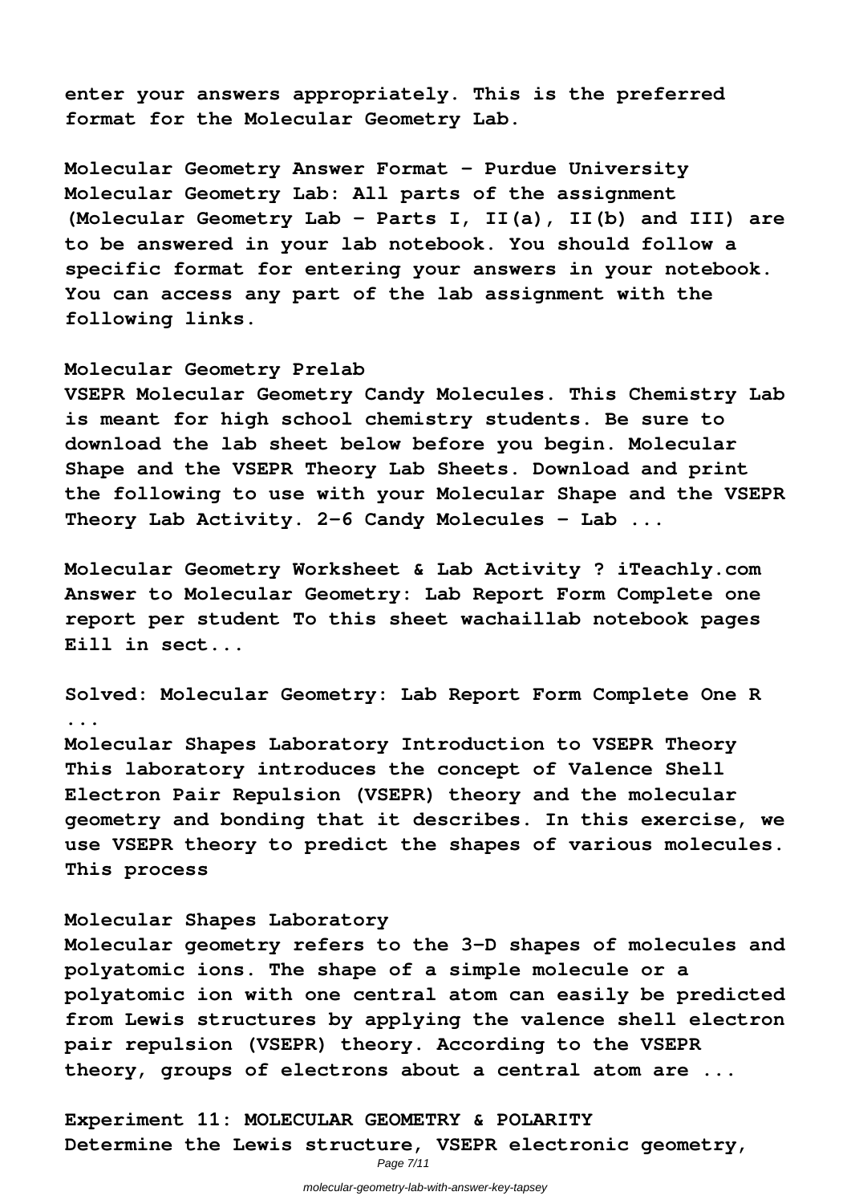enter your answers appropriately. This is the preferred format for the Molecular Geometry Lab.

**Molecular Geometry Answer Format - Purdue University**

Molecular Geometry Lab: All parts of the assignment (Molecular Geometry Lab - Parts I, II(a), II(b) and III) are to be answered in your lab notebook. You should follow a specific format for entering your answers in your notebook. You can access any part of the lab assignment with the following links.

**Molecular Geometry Prelab**

VSEPR Molecular Geometry Candy Molecules. This Chemistry Lab is meant for high school chemistry students. Be sure to download the lab sheet below before you begin. Molecular Shape and the VSEPR Theory Lab Sheets. Download and print the following to use with your Molecular Shape and the VSEPR Theory Lab Activity. 2-6 Candy Molecules - Lab ...

**Molecular Geometry Worksheet & Lab Activity ? iTeachly.com**

Answer to Molecular Geometry: Lab Report Form Complete one report per student To this sheet wachaillab notebook pages Eill in sect...

**Solved: Molecular Geometry: Lab Report Form Complete One R ...**

Molecular Shapes Laboratory Introduction to VSEPR Theory This laboratory introduces the concept of Valence Shell Electron Pair Repulsion (VSEPR) theory and the molecular geometry and bonding that it describes. In this exercise, we use VSEPR theory to predict the shapes of various molecules. This process

**Molecular Shapes Laboratory**

Molecular geometry refers to the 3-D shapes of molecules and polyatomic ions. The shape of a simple molecule or a polyatomic ion with one central atom can easily be predicted from Lewis structures by applying the valence shell electron pair repulsion (VSEPR) theory. According to the VSEPR theory, groups of electrons about a central atom are ...

**Experiment 11: MOLECULAR GEOMETRY & POLARITY**

Determine the Lewis structure, VSEPR electronic geometry,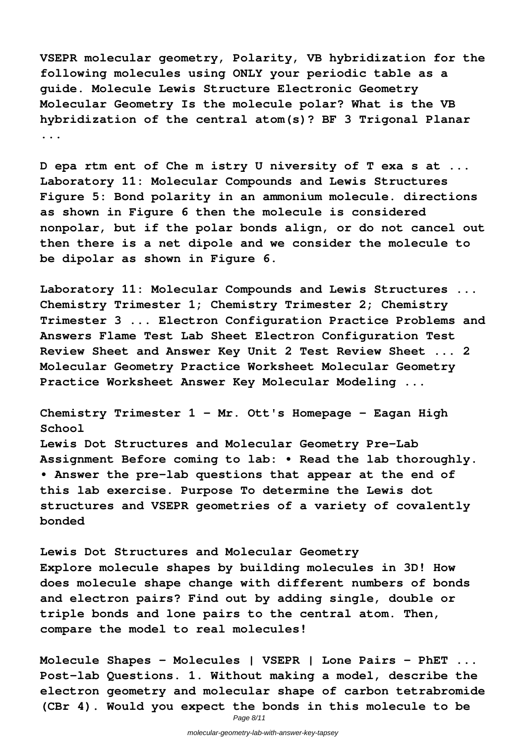**VSEPR molecular geometry, Polarity, VB hybridization for the following molecules using ONLY your periodic table as a guide. Molecule Lewis Structure Electronic Geometry Molecular Geometry Is the molecule polar? What is the VB hybridization of the central atom(s)? BF 3 Trigonal Planar ...**

**D epa rtm ent of Che m istry U niversity of T exa s at ... Laboratory 11: Molecular Compounds and Lewis Structures Figure 5: Bond polarity in an ammonium molecule. directions as shown in Figure 6 then the molecule is considered nonpolar, but if the polar bonds align, or do not cancel out then there is a net dipole and we consider the molecule to be dipolar as shown in Figure 6.**

**Laboratory 11: Molecular Compounds and Lewis Structures ... Chemistry Trimester 1; Chemistry Trimester 2; Chemistry Trimester 3 ... Electron Configuration Practice Problems and Answers Flame Test Lab Sheet Electron Configuration Test Review Sheet and Answer Key Unit 2 Test Review Sheet ... 2 Molecular Geometry Practice Worksheet Molecular Geometry Practice Worksheet Answer Key Molecular Modeling ...**

**Chemistry Trimester 1 - Mr. Ott's Homepage - Eagan High School**

**Lewis Dot Structures and Molecular Geometry Pre-Lab Assignment Before coming to lab: • Read the lab thoroughly. • Answer the pre-lab questions that appear at the end of this lab exercise. Purpose To determine the Lewis dot structures and VSEPR geometries of a variety of covalently bonded**

**Lewis Dot Structures and Molecular Geometry**

**Explore molecule shapes by building molecules in 3D! How does molecule shape change with different numbers of bonds and electron pairs? Find out by adding single, double or triple bonds and lone pairs to the central atom. Then, compare the model to real molecules!**

**Molecule Shapes - Molecules | VSEPR | Lone Pairs - PhET ...**

**Post-lab Questions. 1. Without making a model, describe the electron geometry and molecular shape of carbon tetrabromide ($CBr_4$). Would you expect the bonds in this molecule to be**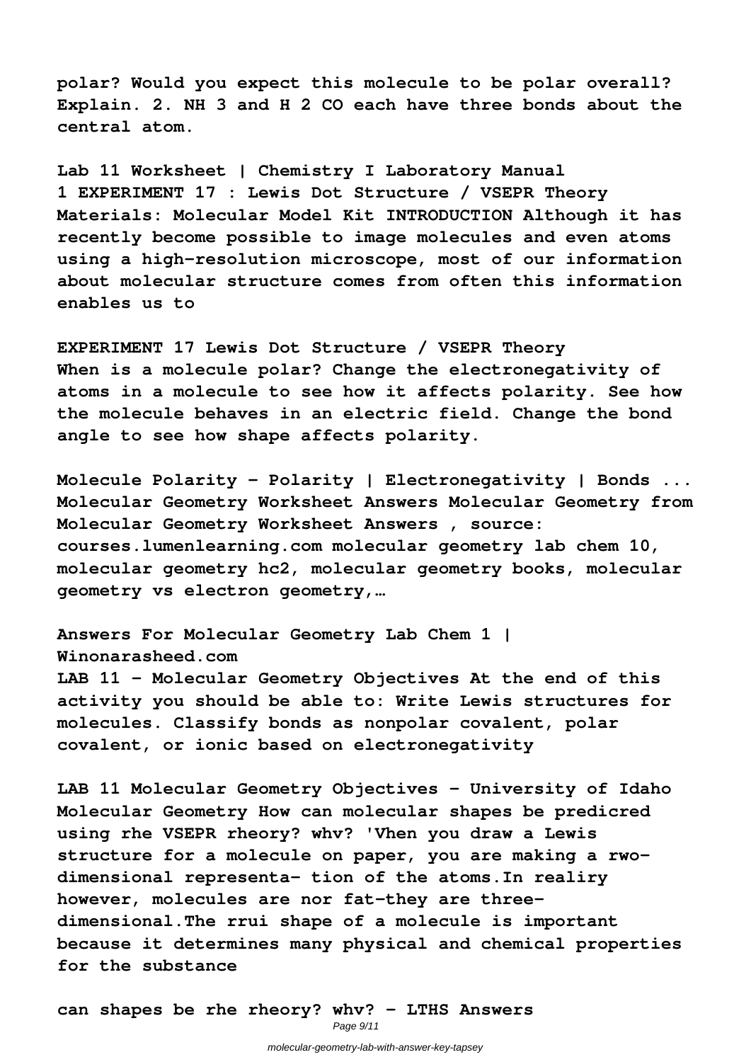polar? Would you expect this molecule to be polar overall? Explain. 2. $NH_3$ and $H_2CO$ each have three bonds about the central atom.

**Lab 11 Worksheet | Chemistry I Laboratory Manual**

1 EXPERIMENT 17 : Lewis Dot Structure / VSEPR Theory Materials: Molecular Model Kit INTRODUCTION Although it has recently become possible to image molecules and even atoms using a high-resolution microscope, most of our information about molecular structure comes from often this information enables us to

**EXPERIMENT 17 Lewis Dot Structure / VSEPR Theory**

When is a molecule polar? Change the electronegativity of atoms in a molecule to see how it affects polarity. See how the molecule behaves in an electric field. Change the bond angle to see how shape affects polarity.

**Molecule Polarity - Polarity | Electronegativity | Bonds ...**

Molecular Geometry Worksheet Answers Molecular Geometry from Molecular Geometry Worksheet Answers , source: courses.lumenlearning.com molecular geometry lab chem 10, molecular geometry hc2, molecular geometry books, molecular geometry vs electron geometry,…

**Answers For Molecular Geometry Lab Chem 1 | Winonarasheed.com**

LAB 11 – Molecular Geometry Objectives At the end of this activity you should be able to: Write Lewis structures for molecules. Classify bonds as nonpolar covalent, polar covalent, or ionic based on electronegativity

**LAB 11 Molecular Geometry Objectives - University of Idaho**

Molecular Geometry How can molecular shapes be predicred using rhe VSEPR rheory? whv? 'Vhen you draw a Lewis structure for a molecule on paper, you are making a rwo-dimensional representa- tion of the atoms.In realiry however, molecules are nor fat-they are three-dimensional.The rrui shape of a molecule is important because it determines many physical and chemical properties for the substance

**can shapes be rhe rheory? whv? - LTHS Answers**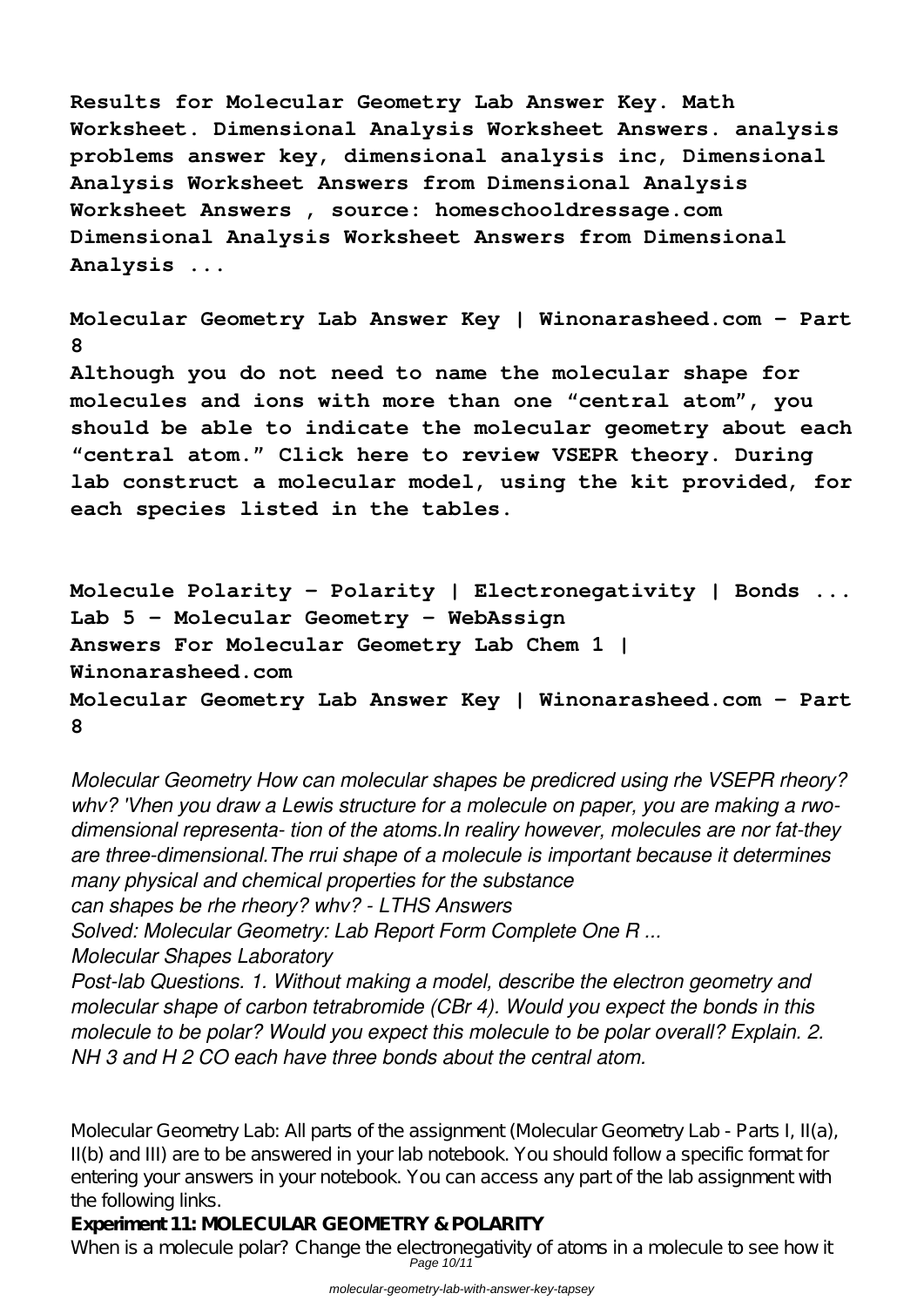**Results for Molecular Geometry Lab Answer Key. Math Worksheet. Dimensional Analysis Worksheet Answers. analysis problems answer key, dimensional analysis inc, Dimensional Analysis Worksheet Answers from Dimensional Analysis Worksheet Answers , source: homeschooldressage.com Dimensional Analysis Worksheet Answers from Dimensional Analysis ...**

**Molecular Geometry Lab Answer Key | Winonarasheed.com - Part 8**

**Although you do not need to name the molecular shape for molecules and ions with more than one "central atom", you should be able to indicate the molecular geometry about each "central atom." Click here to review VSEPR theory. During lab construct a molecular model, using the kit provided, for each species listed in the tables.**

**Molecule Polarity - Polarity | Electronegativity | Bonds ...**
**Lab 5 - Molecular Geometry - WebAssign**
**Answers For Molecular Geometry Lab Chem 1 | Winonarasheed.com**
**Molecular Geometry Lab Answer Key | Winonarasheed.com - Part 8**

*Molecular Geometry How can molecular shapes be predicred using rhe VSEPR rheory? whv? 'Vhen you draw a Lewis structure for a molecule on paper, you are making a rwo-dimensional representa- tion of the atoms.In realiry however, molecules are nor fat-they are three-dimensional.The rrui shape of a molecule is important because it determines many physical and chemical properties for the substance*
*can shapes be rhe rheory? whv? - LTHS Answers*
*Solved: Molecular Geometry: Lab Report Form Complete One R ...*
*Molecular Shapes Laboratory*
*Post-lab Questions. 1. Without making a model, describe the electron geometry and molecular shape of carbon tetrabromide ($CBr_4$). Would you expect the bonds in this molecule to be polar? Would you expect this molecule to be polar overall? Explain. 2. $NH_3$ and $H_2CO$ each have three bonds about the central atom.*

Molecular Geometry Lab: All parts of the assignment (Molecular Geometry Lab - Parts I, II(a), II(b) and III) are to be answered in your lab notebook. You should follow a specific format for entering your answers in your notebook. You can access any part of the lab assignment with the following links.

**Experiment 11: MOLECULAR GEOMETRY & POLARITY**

When is a molecule polar? Change the electronegativity of atoms in a molecule to see how it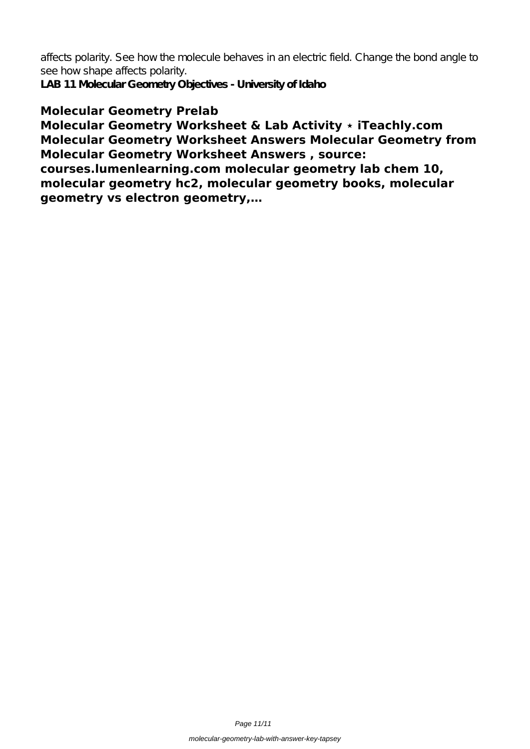affects polarity. See how the molecule behaves in an electric field. Change the bond angle to see how shape affects polarity.

**LAB 11 Molecular Geometry Objectives - University of Idaho**

**Molecular Geometry Prelab**

**Molecular Geometry Worksheet & Lab Activity ⋆ iTeachly.com**

**Molecular Geometry Worksheet Answers Molecular Geometry from Molecular Geometry Worksheet Answers , source: courses.lumenlearning.com molecular geometry lab chem 10, molecular geometry hc2, molecular geometry books, molecular geometry vs electron geometry,…**